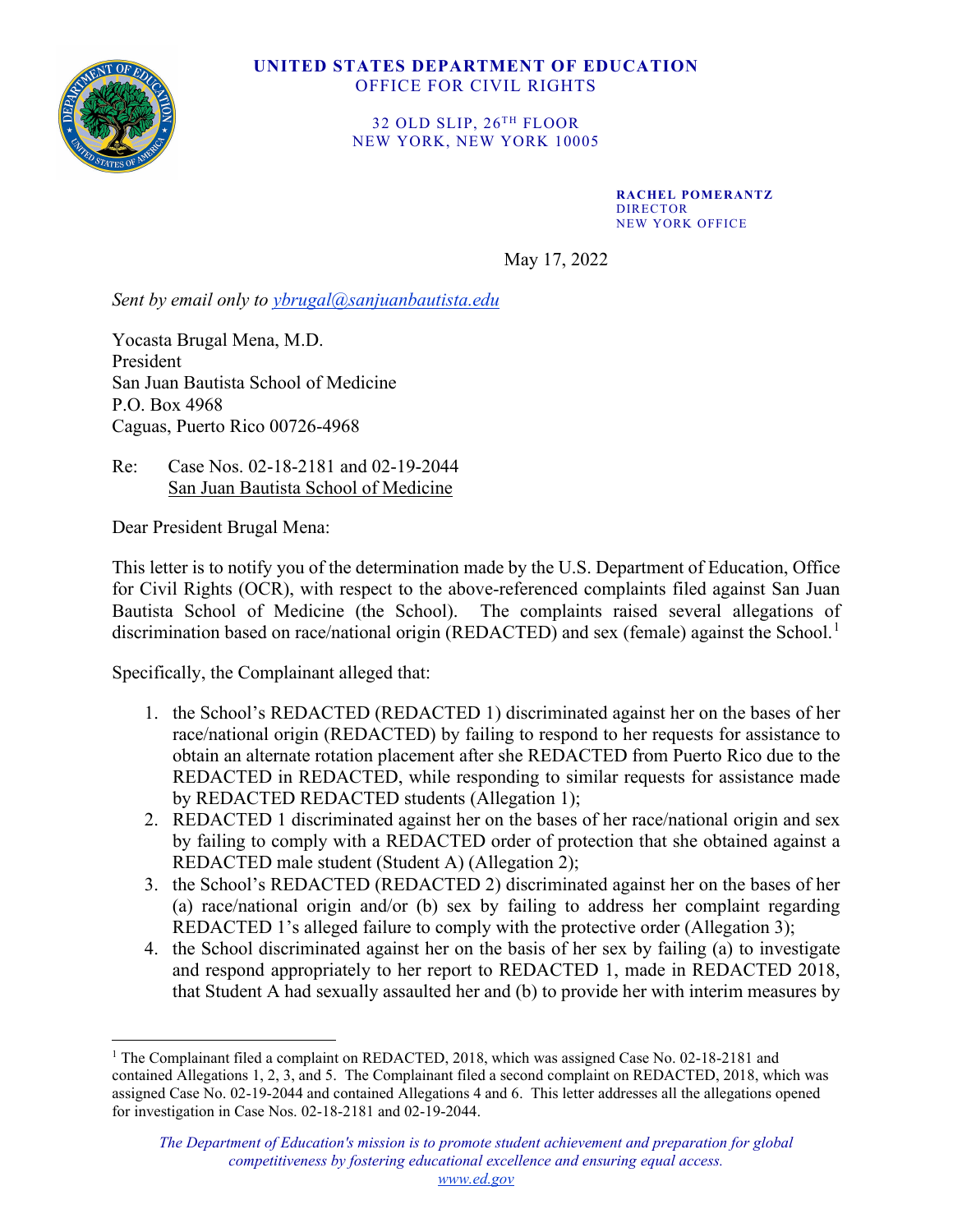**UNITED STATES DEPARTMENT OF EDUCATION**
OFFICE FOR CIVIL RIGHTS

32 OLD SLIP, 26TH FLOOR
NEW YORK, NEW YORK 10005

**RACHEL POMERANTZ**
DIRECTOR
NEW YORK OFFICE

May 17, 2022

*Sent by email only to [ybrugal@sanjuanbautista.edu](mailto:ybrugal@sanjuanbautista.edu)*

Yocasta Brugal Mena, M.D.
President
San Juan Bautista School of Medicine
P.O. Box 4968
Caguas, Puerto Rico 00726-4968

Re: Case Nos. 02-18-2181 and 02-19-2044
San Juan Bautista School of Medicine

Dear President Brugal Mena:

This letter is to notify you of the determination made by the U.S. Department of Education, Office for Civil Rights (OCR), with respect to the above-referenced complaints filed against San Juan Bautista School of Medicine (the School). The complaints raised several allegations of discrimination based on race/national origin (REDACTED) and sex (female) against the School.[1]

Specifically, the Complainant alleged that:

1. the School's REDACTED (REDACTED 1) discriminated against her on the bases of her race/national origin (REDACTED) by failing to respond to her requests for assistance to obtain an alternate rotation placement after she REDACTED from Puerto Rico due to the REDACTED in REDACTED, while responding to similar requests for assistance made by REDACTED REDACTED students (Allegation 1);
2. REDACTED 1 discriminated against her on the bases of her race/national origin and sex by failing to comply with a REDACTED order of protection that she obtained against a REDACTED male student (Student A) (Allegation 2);
3. the School's REDACTED (REDACTED 2) discriminated against her on the bases of her (a) race/national origin and/or (b) sex by failing to address her complaint regarding REDACTED 1's alleged failure to comply with the protective order (Allegation 3);
4. the School discriminated against her on the basis of her sex by failing (a) to investigate and respond appropriately to her report to REDACTED 1, made in REDACTED 2018, that Student A had sexually assaulted her and (b) to provide her with interim measures by

[1] The Complainant filed a complaint on REDACTED, 2018, which was assigned Case No. 02-18-2181 and contained Allegations 1, 2, 3, and 5. The Complainant filed a second complaint on REDACTED, 2018, which was assigned Case No. 02-19-2044 and contained Allegations 4 and 6. This letter addresses all the allegations opened for investigation in Case Nos. 02-18-2181 and 02-19-2044.

*The Department of Education's mission is to promote student achievement and preparation for global competitiveness by fostering educational excellence and ensuring equal access.*
*[www.ed.gov](http://www.ed.gov)*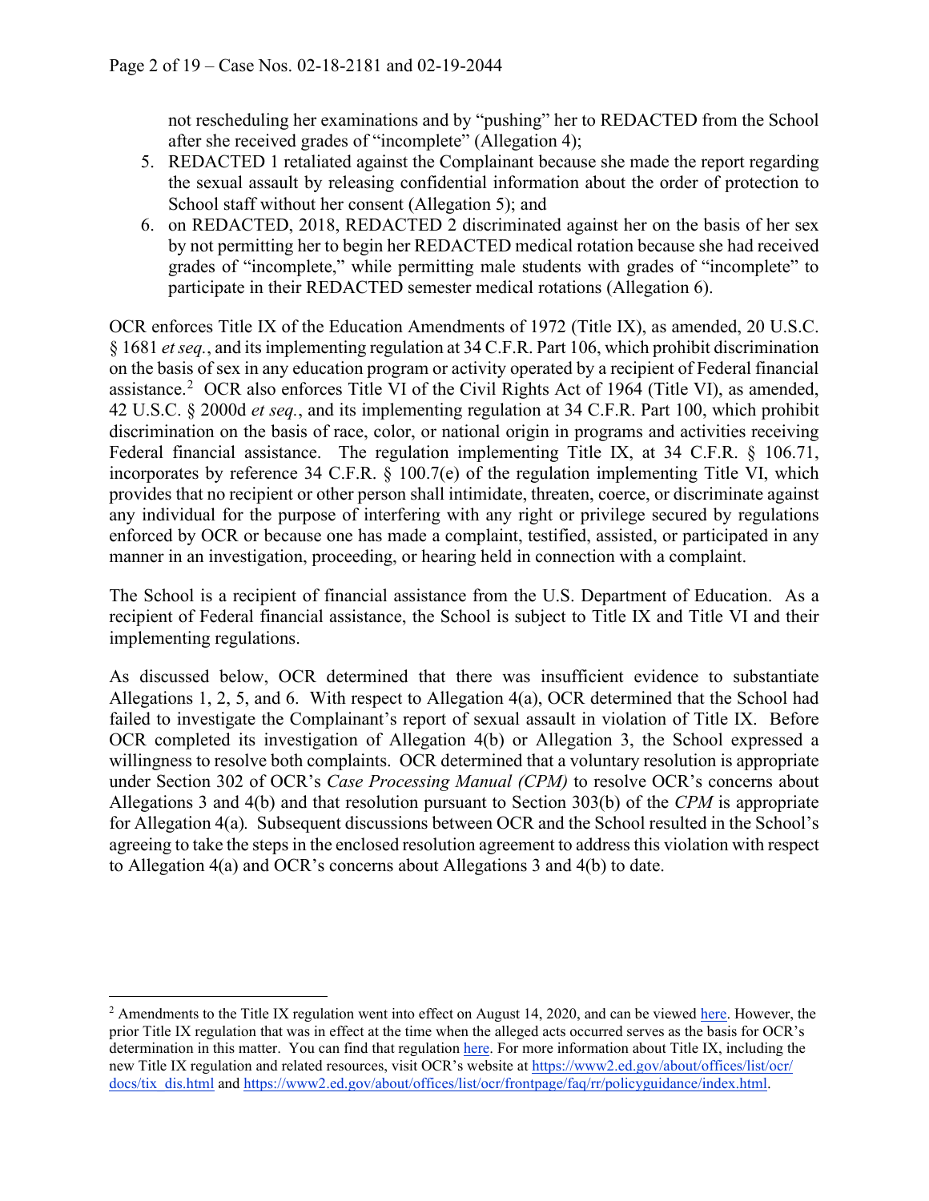not rescheduling her examinations and by "pushing" her to REDACTED from the School after she received grades of "incomplete" (Allegation 4);

5. REDACTED 1 retaliated against the Complainant because she made the report regarding the sexual assault by releasing confidential information about the order of protection to School staff without her consent (Allegation 5); and
6. on REDACTED, 2018, REDACTED 2 discriminated against her on the basis of her sex by not permitting her to begin her REDACTED medical rotation because she had received grades of "incomplete," while permitting male students with grades of "incomplete" to participate in their REDACTED semester medical rotations (Allegation 6).

OCR enforces Title IX of the Education Amendments of 1972 (Title IX), as amended, 20 U.S.C. § 1681 *et seq.*, and its implementing regulation at 34 C.F.R. Part 106, which prohibit discrimination on the basis of sex in any education program or activity operated by a recipient of Federal financial assistance.[2] OCR also enforces Title VI of the Civil Rights Act of 1964 (Title VI), as amended, 42 U.S.C. § 2000d *et seq.*, and its implementing regulation at 34 C.F.R. Part 100, which prohibit discrimination on the basis of race, color, or national origin in programs and activities receiving Federal financial assistance. The regulation implementing Title IX, at 34 C.F.R. § 106.71, incorporates by reference 34 C.F.R. § 100.7(e) of the regulation implementing Title VI, which provides that no recipient or other person shall intimidate, threaten, coerce, or discriminate against any individual for the purpose of interfering with any right or privilege secured by regulations enforced by OCR or because one has made a complaint, testified, assisted, or participated in any manner in an investigation, proceeding, or hearing held in connection with a complaint.

The School is a recipient of financial assistance from the U.S. Department of Education. As a recipient of Federal financial assistance, the School is subject to Title IX and Title VI and their implementing regulations.

As discussed below, OCR determined that there was insufficient evidence to substantiate Allegations 1, 2, 5, and 6. With respect to Allegation 4(a), OCR determined that the School had failed to investigate the Complainant's report of sexual assault in violation of Title IX. Before OCR completed its investigation of Allegation 4(b) or Allegation 3, the School expressed a willingness to resolve both complaints. OCR determined that a voluntary resolution is appropriate under Section 302 of OCR's *Case Processing Manual (CPM)* to resolve OCR's concerns about Allegations 3 and 4(b) and that resolution pursuant to Section 303(b) of the *CPM* is appropriate for Allegation 4(a). Subsequent discussions between OCR and the School resulted in the School's agreeing to take the steps in the enclosed resolution agreement to address this violation with respect to Allegation 4(a) and OCR's concerns about Allegations 3 and 4(b) to date.

[2] Amendments to the Title IX regulation went into effect on August 14, 2020, and can be viewed here. However, the prior Title IX regulation that was in effect at the time when the alleged acts occurred serves as the basis for OCR's determination in this matter. You can find that regulation here. For more information about Title IX, including the new Title IX regulation and related resources, visit OCR's website at https://www2.ed.gov/about/offices/list/ocr/docs/tix_dis.html and https://www2.ed.gov/about/offices/list/ocr/frontpage/faq/rr/policyguidance/index.html.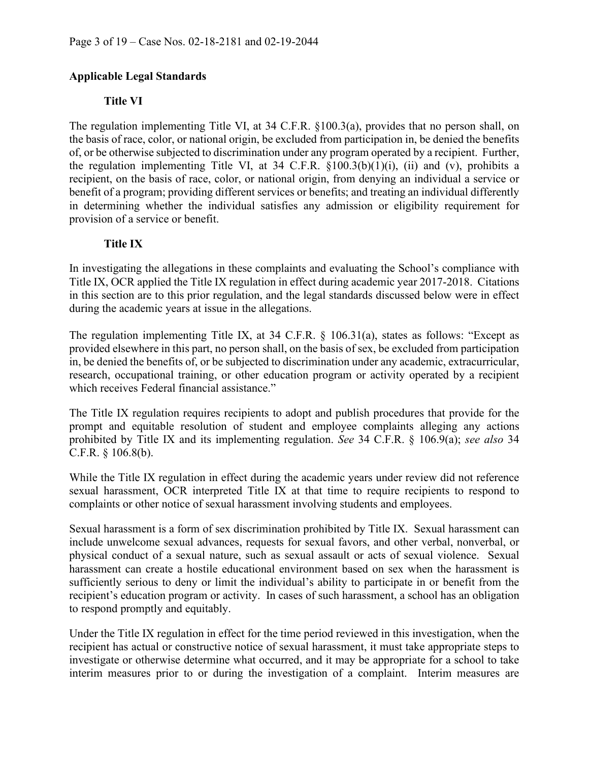## Applicable Legal Standards

### Title VI

The regulation implementing Title VI, at 34 C.F.R. §100.3(a), provides that no person shall, on the basis of race, color, or national origin, be excluded from participation in, be denied the benefits of, or be otherwise subjected to discrimination under any program operated by a recipient. Further, the regulation implementing Title VI, at 34 C.F.R. §100.3(b)(1)(i), (ii) and (v), prohibits a recipient, on the basis of race, color, or national origin, from denying an individual a service or benefit of a program; providing different services or benefits; and treating an individual differently in determining whether the individual satisfies any admission or eligibility requirement for provision of a service or benefit.

### Title IX

In investigating the allegations in these complaints and evaluating the School's compliance with Title IX, OCR applied the Title IX regulation in effect during academic year 2017-2018. Citations in this section are to this prior regulation, and the legal standards discussed below were in effect during the academic years at issue in the allegations.

The regulation implementing Title IX, at 34 C.F.R. § 106.31(a), states as follows: "Except as provided elsewhere in this part, no person shall, on the basis of sex, be excluded from participation in, be denied the benefits of, or be subjected to discrimination under any academic, extracurricular, research, occupational training, or other education program or activity operated by a recipient which receives Federal financial assistance."

The Title IX regulation requires recipients to adopt and publish procedures that provide for the prompt and equitable resolution of student and employee complaints alleging any actions prohibited by Title IX and its implementing regulation. *See* 34 C.F.R. § 106.9(a); *see also* 34 C.F.R. § 106.8(b).

While the Title IX regulation in effect during the academic years under review did not reference sexual harassment, OCR interpreted Title IX at that time to require recipients to respond to complaints or other notice of sexual harassment involving students and employees.

Sexual harassment is a form of sex discrimination prohibited by Title IX. Sexual harassment can include unwelcome sexual advances, requests for sexual favors, and other verbal, nonverbal, or physical conduct of a sexual nature, such as sexual assault or acts of sexual violence. Sexual harassment can create a hostile educational environment based on sex when the harassment is sufficiently serious to deny or limit the individual's ability to participate in or benefit from the recipient's education program or activity. In cases of such harassment, a school has an obligation to respond promptly and equitably.

Under the Title IX regulation in effect for the time period reviewed in this investigation, when the recipient has actual or constructive notice of sexual harassment, it must take appropriate steps to investigate or otherwise determine what occurred, and it may be appropriate for a school to take interim measures prior to or during the investigation of a complaint. Interim measures are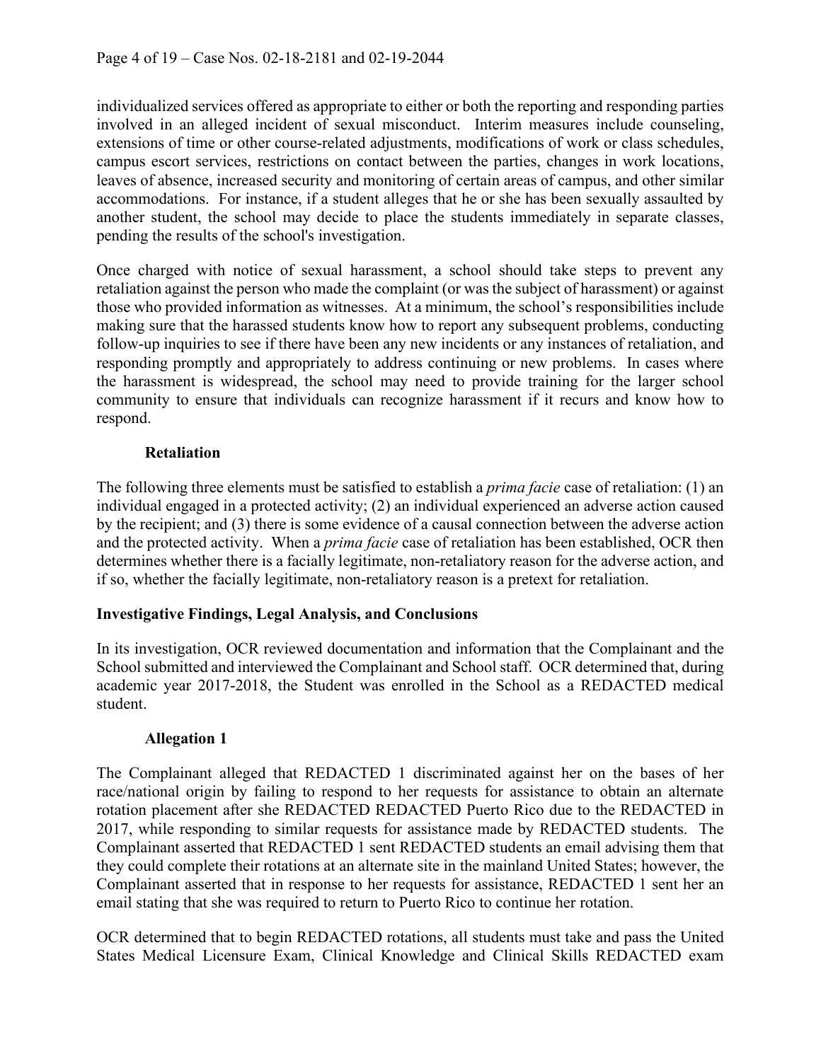individualized services offered as appropriate to either or both the reporting and responding parties involved in an alleged incident of sexual misconduct. Interim measures include counseling, extensions of time or other course-related adjustments, modifications of work or class schedules, campus escort services, restrictions on contact between the parties, changes in work locations, leaves of absence, increased security and monitoring of certain areas of campus, and other similar accommodations. For instance, if a student alleges that he or she has been sexually assaulted by another student, the school may decide to place the students immediately in separate classes, pending the results of the school's investigation.

Once charged with notice of sexual harassment, a school should take steps to prevent any retaliation against the person who made the complaint (or was the subject of harassment) or against those who provided information as witnesses. At a minimum, the school's responsibilities include making sure that the harassed students know how to report any subsequent problems, conducting follow-up inquiries to see if there have been any new incidents or any instances of retaliation, and responding promptly and appropriately to address continuing or new problems. In cases where the harassment is widespread, the school may need to provide training for the larger school community to ensure that individuals can recognize harassment if it recurs and know how to respond.

### Retaliation

The following three elements must be satisfied to establish a *prima facie* case of retaliation: (1) an individual engaged in a protected activity; (2) an individual experienced an adverse action caused by the recipient; and (3) there is some evidence of a causal connection between the adverse action and the protected activity. When a *prima facie* case of retaliation has been established, OCR then determines whether there is a facially legitimate, non-retaliatory reason for the adverse action, and if so, whether the facially legitimate, non-retaliatory reason is a pretext for retaliation.

## Investigative Findings, Legal Analysis, and Conclusions

In its investigation, OCR reviewed documentation and information that the Complainant and the School submitted and interviewed the Complainant and School staff. OCR determined that, during academic year 2017-2018, the Student was enrolled in the School as a REDACTED medical student.

### Allegation 1

The Complainant alleged that REDACTED 1 discriminated against her on the bases of her race/national origin by failing to respond to her requests for assistance to obtain an alternate rotation placement after she REDACTED REDACTED Puerto Rico due to the REDACTED in 2017, while responding to similar requests for assistance made by REDACTED students. The Complainant asserted that REDACTED 1 sent REDACTED students an email advising them that they could complete their rotations at an alternate site in the mainland United States; however, the Complainant asserted that in response to her requests for assistance, REDACTED 1 sent her an email stating that she was required to return to Puerto Rico to continue her rotation.

OCR determined that to begin REDACTED rotations, all students must take and pass the United States Medical Licensure Exam, Clinical Knowledge and Clinical Skills REDACTED exam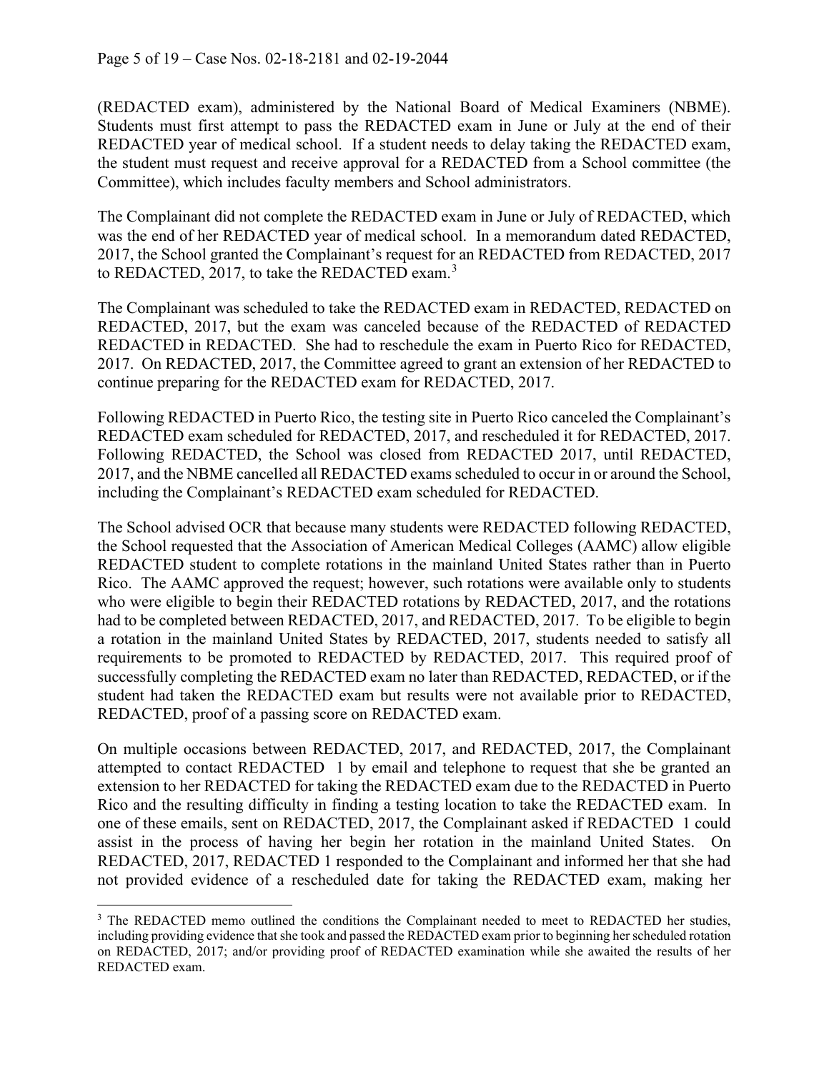(REDACTED exam), administered by the National Board of Medical Examiners (NBME). Students must first attempt to pass the REDACTED exam in June or July at the end of their REDACTED year of medical school. If a student needs to delay taking the REDACTED exam, the student must request and receive approval for a REDACTED from a School committee (the Committee), which includes faculty members and School administrators.

The Complainant did not complete the REDACTED exam in June or July of REDACTED, which was the end of her REDACTED year of medical school. In a memorandum dated REDACTED, 2017, the School granted the Complainant's request for an REDACTED from REDACTED, 2017 to REDACTED, 2017, to take the REDACTED exam.[3]

The Complainant was scheduled to take the REDACTED exam in REDACTED, REDACTED on REDACTED, 2017, but the exam was canceled because of the REDACTED of REDACTED REDACTED in REDACTED. She had to reschedule the exam in Puerto Rico for REDACTED, 2017. On REDACTED, 2017, the Committee agreed to grant an extension of her REDACTED to continue preparing for the REDACTED exam for REDACTED, 2017.

Following REDACTED in Puerto Rico, the testing site in Puerto Rico canceled the Complainant's REDACTED exam scheduled for REDACTED, 2017, and rescheduled it for REDACTED, 2017. Following REDACTED, the School was closed from REDACTED 2017, until REDACTED, 2017, and the NBME cancelled all REDACTED exams scheduled to occur in or around the School, including the Complainant's REDACTED exam scheduled for REDACTED.

The School advised OCR that because many students were REDACTED following REDACTED, the School requested that the Association of American Medical Colleges (AAMC) allow eligible REDACTED student to complete rotations in the mainland United States rather than in Puerto Rico. The AAMC approved the request; however, such rotations were available only to students who were eligible to begin their REDACTED rotations by REDACTED, 2017, and the rotations had to be completed between REDACTED, 2017, and REDACTED, 2017. To be eligible to begin a rotation in the mainland United States by REDACTED, 2017, students needed to satisfy all requirements to be promoted to REDACTED by REDACTED, 2017. This required proof of successfully completing the REDACTED exam no later than REDACTED, REDACTED, or if the student had taken the REDACTED exam but results were not available prior to REDACTED, REDACTED, proof of a passing score on REDACTED exam.

On multiple occasions between REDACTED, 2017, and REDACTED, 2017, the Complainant attempted to contact REDACTED 1 by email and telephone to request that she be granted an extension to her REDACTED for taking the REDACTED exam due to the REDACTED in Puerto Rico and the resulting difficulty in finding a testing location to take the REDACTED exam. In one of these emails, sent on REDACTED, 2017, the Complainant asked if REDACTED 1 could assist in the process of having her begin her rotation in the mainland United States. On REDACTED, 2017, REDACTED 1 responded to the Complainant and informed her that she had not provided evidence of a rescheduled date for taking the REDACTED exam, making her

[3] The REDACTED memo outlined the conditions the Complainant needed to meet to REDACTED her studies, including providing evidence that she took and passed the REDACTED exam prior to beginning her scheduled rotation on REDACTED, 2017; and/or providing proof of REDACTED examination while she awaited the results of her REDACTED exam.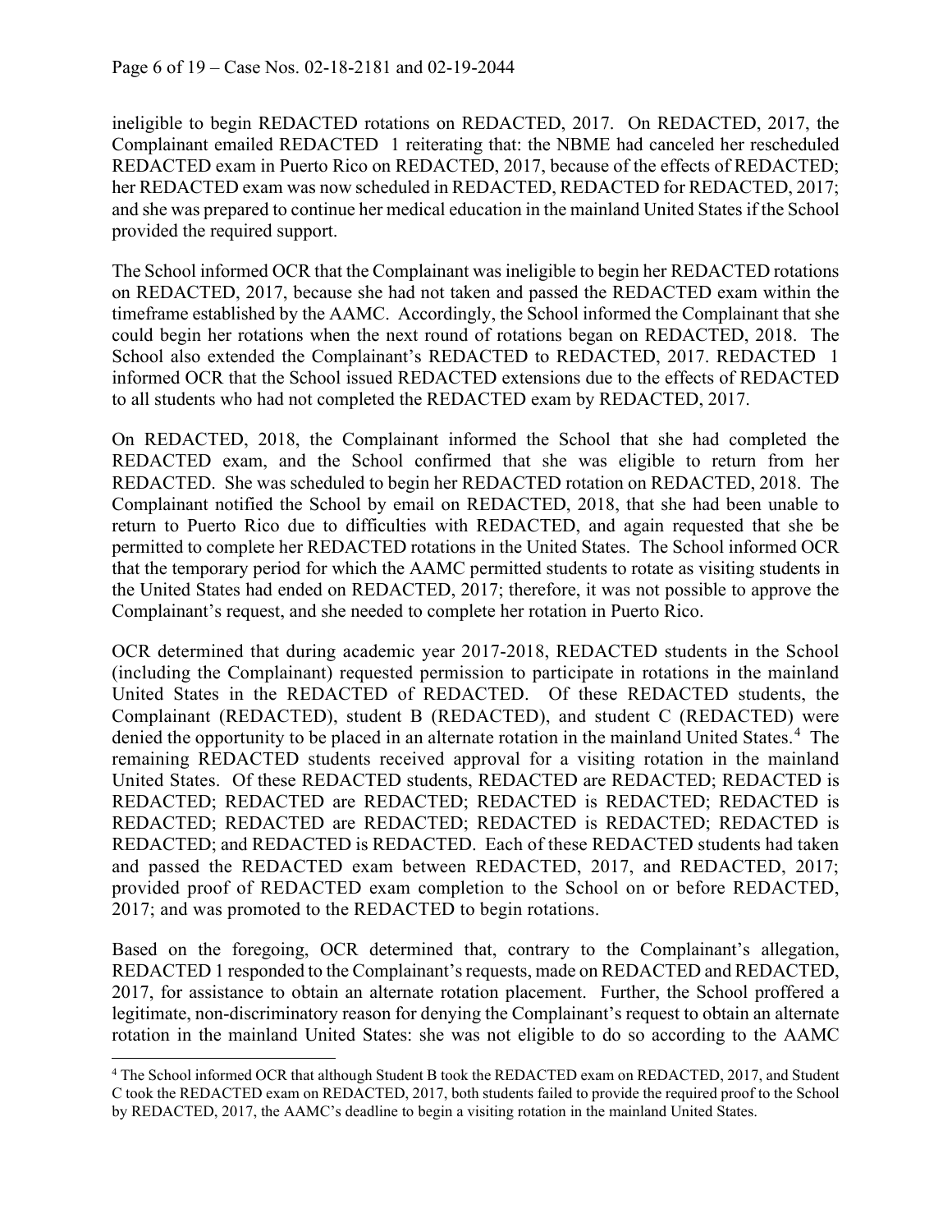ineligible to begin REDACTED rotations on REDACTED, 2017. On REDACTED, 2017, the Complainant emailed REDACTED 1 reiterating that: the NBME had canceled her rescheduled REDACTED exam in Puerto Rico on REDACTED, 2017, because of the effects of REDACTED; her REDACTED exam was now scheduled in REDACTED, REDACTED for REDACTED, 2017; and she was prepared to continue her medical education in the mainland United States if the School provided the required support.

The School informed OCR that the Complainant was ineligible to begin her REDACTED rotations on REDACTED, 2017, because she had not taken and passed the REDACTED exam within the timeframe established by the AAMC. Accordingly, the School informed the Complainant that she could begin her rotations when the next round of rotations began on REDACTED, 2018. The School also extended the Complainant's REDACTED to REDACTED, 2017. REDACTED 1 informed OCR that the School issued REDACTED extensions due to the effects of REDACTED to all students who had not completed the REDACTED exam by REDACTED, 2017.

On REDACTED, 2018, the Complainant informed the School that she had completed the REDACTED exam, and the School confirmed that she was eligible to return from her REDACTED. She was scheduled to begin her REDACTED rotation on REDACTED, 2018. The Complainant notified the School by email on REDACTED, 2018, that she had been unable to return to Puerto Rico due to difficulties with REDACTED, and again requested that she be permitted to complete her REDACTED rotations in the United States. The School informed OCR that the temporary period for which the AAMC permitted students to rotate as visiting students in the United States had ended on REDACTED, 2017; therefore, it was not possible to approve the Complainant's request, and she needed to complete her rotation in Puerto Rico.

OCR determined that during academic year 2017-2018, REDACTED students in the School (including the Complainant) requested permission to participate in rotations in the mainland United States in the REDACTED of REDACTED. Of these REDACTED students, the Complainant (REDACTED), student B (REDACTED), and student C (REDACTED) were denied the opportunity to be placed in an alternate rotation in the mainland United States.[4] The remaining REDACTED students received approval for a visiting rotation in the mainland United States. Of these REDACTED students, REDACTED are REDACTED; REDACTED is REDACTED; REDACTED are REDACTED; REDACTED is REDACTED; REDACTED is REDACTED; REDACTED are REDACTED; REDACTED is REDACTED; REDACTED is REDACTED; and REDACTED is REDACTED. Each of these REDACTED students had taken and passed the REDACTED exam between REDACTED, 2017, and REDACTED, 2017; provided proof of REDACTED exam completion to the School on or before REDACTED, 2017; and was promoted to the REDACTED to begin rotations.

Based on the foregoing, OCR determined that, contrary to the Complainant's allegation, REDACTED 1 responded to the Complainant's requests, made on REDACTED and REDACTED, 2017, for assistance to obtain an alternate rotation placement. Further, the School proffered a legitimate, non-discriminatory reason for denying the Complainant's request to obtain an alternate rotation in the mainland United States: she was not eligible to do so according to the AAMC

[4] The School informed OCR that although Student B took the REDACTED exam on REDACTED, 2017, and Student C took the REDACTED exam on REDACTED, 2017, both students failed to provide the required proof to the School by REDACTED, 2017, the AAMC's deadline to begin a visiting rotation in the mainland United States.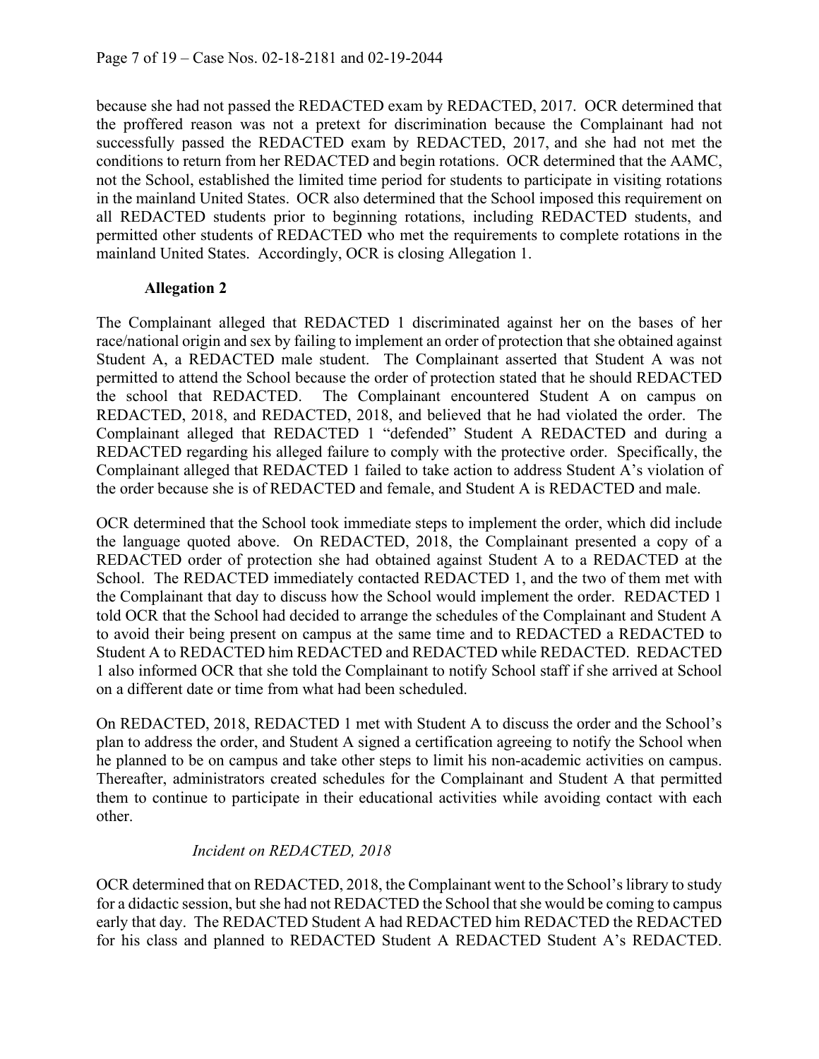because she had not passed the REDACTED exam by REDACTED, 2017. OCR determined that the proffered reason was not a pretext for discrimination because the Complainant had not successfully passed the REDACTED exam by REDACTED, 2017, and she had not met the conditions to return from her REDACTED and begin rotations. OCR determined that the AAMC, not the School, established the limited time period for students to participate in visiting rotations in the mainland United States. OCR also determined that the School imposed this requirement on all REDACTED students prior to beginning rotations, including REDACTED students, and permitted other students of REDACTED who met the requirements to complete rotations in the mainland United States. Accordingly, OCR is closing Allegation 1.

**Allegation 2**

The Complainant alleged that REDACTED 1 discriminated against her on the bases of her race/national origin and sex by failing to implement an order of protection that she obtained against Student A, a REDACTED male student. The Complainant asserted that Student A was not permitted to attend the School because the order of protection stated that he should REDACTED the school that REDACTED. The Complainant encountered Student A on campus on REDACTED, 2018, and REDACTED, 2018, and believed that he had violated the order. The Complainant alleged that REDACTED 1 "defended" Student A REDACTED and during a REDACTED regarding his alleged failure to comply with the protective order. Specifically, the Complainant alleged that REDACTED 1 failed to take action to address Student A's violation of the order because she is of REDACTED and female, and Student A is REDACTED and male.

OCR determined that the School took immediate steps to implement the order, which did include the language quoted above. On REDACTED, 2018, the Complainant presented a copy of a REDACTED order of protection she had obtained against Student A to a REDACTED at the School. The REDACTED immediately contacted REDACTED 1, and the two of them met with the Complainant that day to discuss how the School would implement the order. REDACTED 1 told OCR that the School had decided to arrange the schedules of the Complainant and Student A to avoid their being present on campus at the same time and to REDACTED a REDACTED to Student A to REDACTED him REDACTED and REDACTED while REDACTED. REDACTED 1 also informed OCR that she told the Complainant to notify School staff if she arrived at School on a different date or time from what had been scheduled.

On REDACTED, 2018, REDACTED 1 met with Student A to discuss the order and the School's plan to address the order, and Student A signed a certification agreeing to notify the School when he planned to be on campus and take other steps to limit his non-academic activities on campus. Thereafter, administrators created schedules for the Complainant and Student A that permitted them to continue to participate in their educational activities while avoiding contact with each other.

*Incident on REDACTED, 2018*

OCR determined that on REDACTED, 2018, the Complainant went to the School's library to study for a didactic session, but she had not REDACTED the School that she would be coming to campus early that day. The REDACTED Student A had REDACTED him REDACTED the REDACTED for his class and planned to REDACTED Student A REDACTED Student A's REDACTED.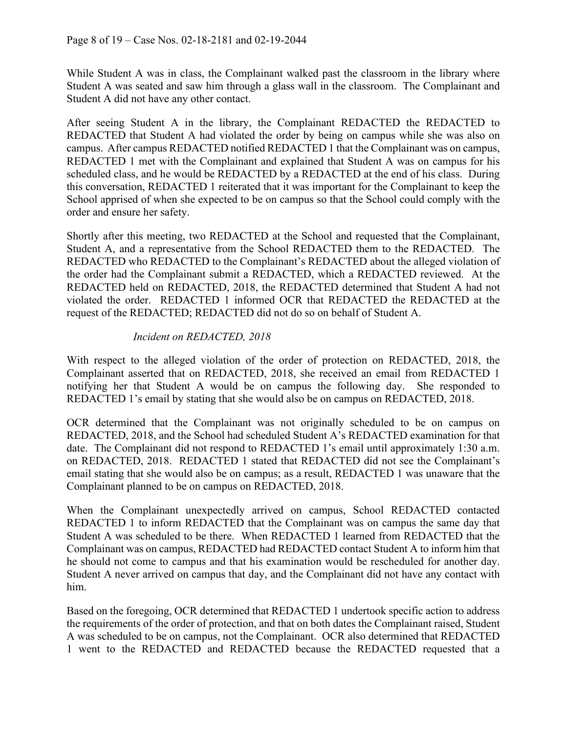While Student A was in class, the Complainant walked past the classroom in the library where Student A was seated and saw him through a glass wall in the classroom. The Complainant and Student A did not have any other contact.

After seeing Student A in the library, the Complainant REDACTED the REDACTED to REDACTED that Student A had violated the order by being on campus while she was also on campus. After campus REDACTED notified REDACTED 1 that the Complainant was on campus, REDACTED 1 met with the Complainant and explained that Student A was on campus for his scheduled class, and he would be REDACTED by a REDACTED at the end of his class. During this conversation, REDACTED 1 reiterated that it was important for the Complainant to keep the School apprised of when she expected to be on campus so that the School could comply with the order and ensure her safety.

Shortly after this meeting, two REDACTED at the School and requested that the Complainant, Student A, and a representative from the School REDACTED them to the REDACTED. The REDACTED who REDACTED to the Complainant's REDACTED about the alleged violation of the order had the Complainant submit a REDACTED, which a REDACTED reviewed. At the REDACTED held on REDACTED, 2018, the REDACTED determined that Student A had not violated the order. REDACTED 1 informed OCR that REDACTED the REDACTED at the request of the REDACTED; REDACTED did not do so on behalf of Student A.

*Incident on REDACTED, 2018*

With respect to the alleged violation of the order of protection on REDACTED, 2018, the Complainant asserted that on REDACTED, 2018, she received an email from REDACTED 1 notifying her that Student A would be on campus the following day. She responded to REDACTED 1's email by stating that she would also be on campus on REDACTED, 2018.

OCR determined that the Complainant was not originally scheduled to be on campus on REDACTED, 2018, and the School had scheduled Student A's REDACTED examination for that date. The Complainant did not respond to REDACTED 1's email until approximately 1:30 a.m. on REDACTED, 2018. REDACTED 1 stated that REDACTED did not see the Complainant's email stating that she would also be on campus; as a result, REDACTED 1 was unaware that the Complainant planned to be on campus on REDACTED, 2018.

When the Complainant unexpectedly arrived on campus, School REDACTED contacted REDACTED 1 to inform REDACTED that the Complainant was on campus the same day that Student A was scheduled to be there. When REDACTED 1 learned from REDACTED that the Complainant was on campus, REDACTED had REDACTED contact Student A to inform him that he should not come to campus and that his examination would be rescheduled for another day. Student A never arrived on campus that day, and the Complainant did not have any contact with him.

Based on the foregoing, OCR determined that REDACTED 1 undertook specific action to address the requirements of the order of protection, and that on both dates the Complainant raised, Student A was scheduled to be on campus, not the Complainant. OCR also determined that REDACTED 1 went to the REDACTED and REDACTED because the REDACTED requested that a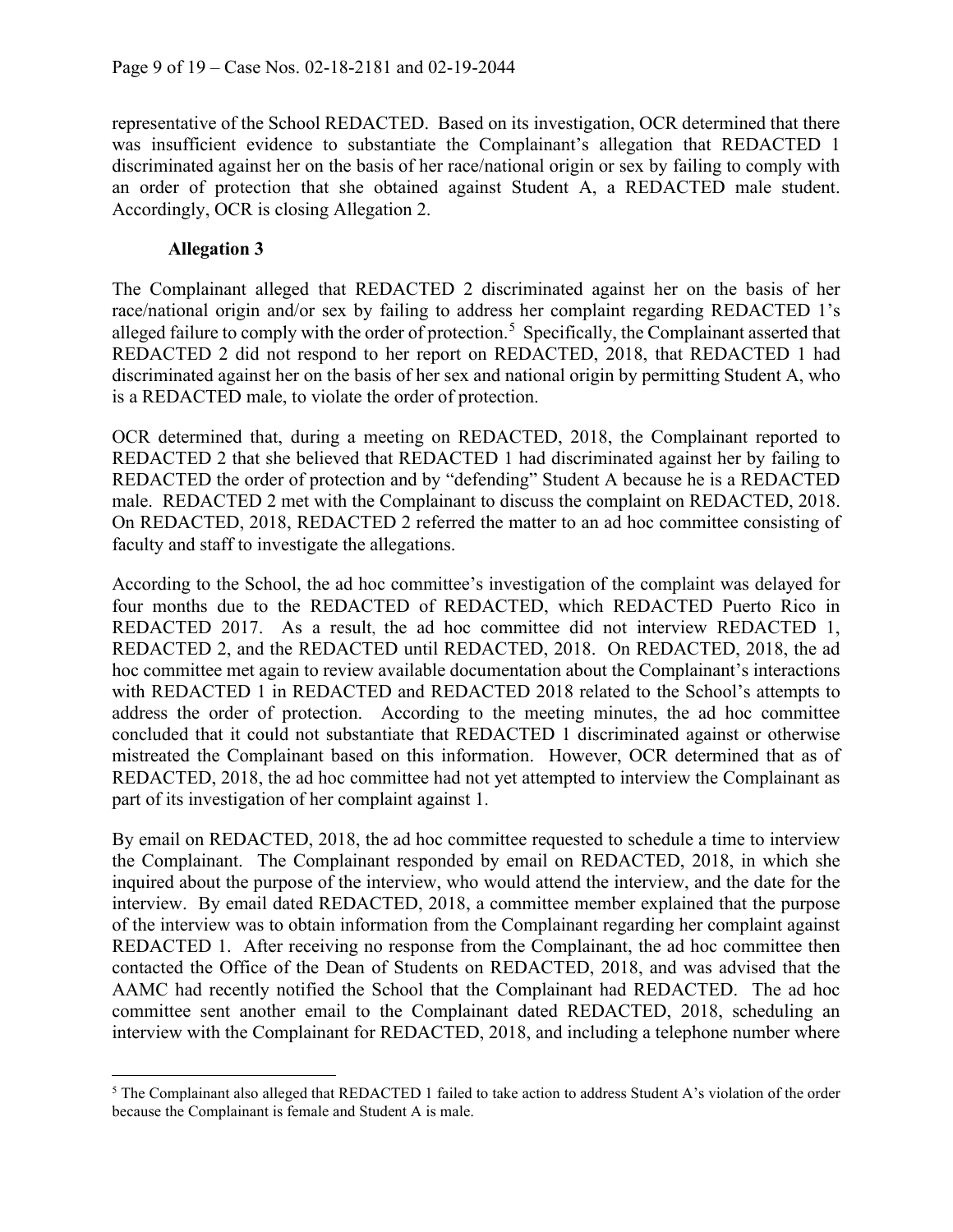representative of the School REDACTED. Based on its investigation, OCR determined that there was insufficient evidence to substantiate the Complainant's allegation that REDACTED 1 discriminated against her on the basis of her race/national origin or sex by failing to comply with an order of protection that she obtained against Student A, a REDACTED male student. Accordingly, OCR is closing Allegation 2.

**Allegation 3**

The Complainant alleged that REDACTED 2 discriminated against her on the basis of her race/national origin and/or sex by failing to address her complaint regarding REDACTED 1's alleged failure to comply with the order of protection.[5] Specifically, the Complainant asserted that REDACTED 2 did not respond to her report on REDACTED, 2018, that REDACTED 1 had discriminated against her on the basis of her sex and national origin by permitting Student A, who is a REDACTED male, to violate the order of protection.

OCR determined that, during a meeting on REDACTED, 2018, the Complainant reported to REDACTED 2 that she believed that REDACTED 1 had discriminated against her by failing to REDACTED the order of protection and by "defending" Student A because he is a REDACTED male. REDACTED 2 met with the Complainant to discuss the complaint on REDACTED, 2018. On REDACTED, 2018, REDACTED 2 referred the matter to an ad hoc committee consisting of faculty and staff to investigate the allegations.

According to the School, the ad hoc committee's investigation of the complaint was delayed for four months due to the REDACTED of REDACTED, which REDACTED Puerto Rico in REDACTED 2017. As a result, the ad hoc committee did not interview REDACTED 1, REDACTED 2, and the REDACTED until REDACTED, 2018. On REDACTED, 2018, the ad hoc committee met again to review available documentation about the Complainant's interactions with REDACTED 1 in REDACTED and REDACTED 2018 related to the School's attempts to address the order of protection. According to the meeting minutes, the ad hoc committee concluded that it could not substantiate that REDACTED 1 discriminated against or otherwise mistreated the Complainant based on this information. However, OCR determined that as of REDACTED, 2018, the ad hoc committee had not yet attempted to interview the Complainant as part of its investigation of her complaint against 1.

By email on REDACTED, 2018, the ad hoc committee requested to schedule a time to interview the Complainant. The Complainant responded by email on REDACTED, 2018, in which she inquired about the purpose of the interview, who would attend the interview, and the date for the interview. By email dated REDACTED, 2018, a committee member explained that the purpose of the interview was to obtain information from the Complainant regarding her complaint against REDACTED 1. After receiving no response from the Complainant, the ad hoc committee then contacted the Office of the Dean of Students on REDACTED, 2018, and was advised that the AAMC had recently notified the School that the Complainant had REDACTED. The ad hoc committee sent another email to the Complainant dated REDACTED, 2018, scheduling an interview with the Complainant for REDACTED, 2018, and including a telephone number where

[5] The Complainant also alleged that REDACTED 1 failed to take action to address Student A's violation of the order because the Complainant is female and Student A is male.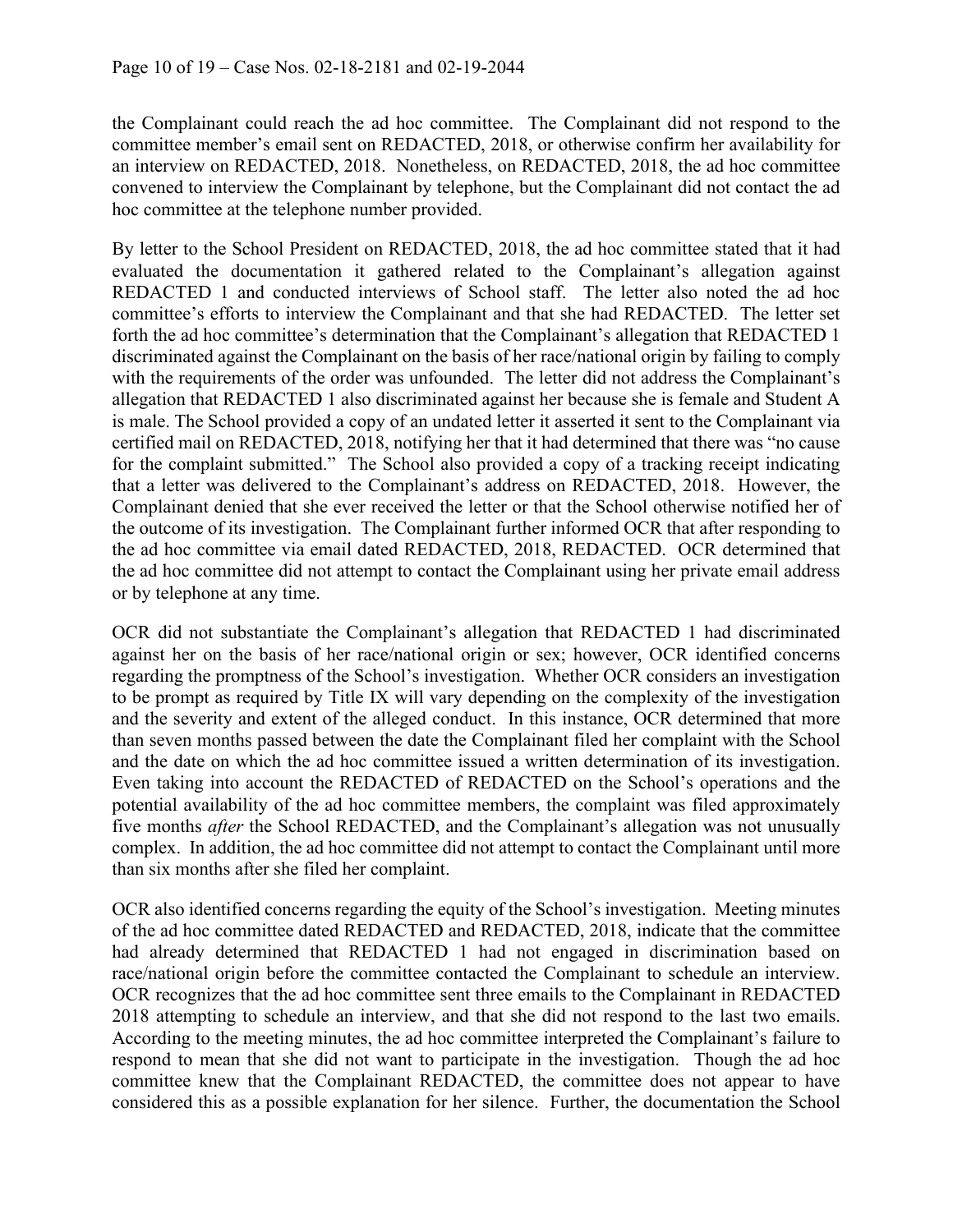the Complainant could reach the ad hoc committee. The Complainant did not respond to the committee member's email sent on REDACTED, 2018, or otherwise confirm her availability for an interview on REDACTED, 2018. Nonetheless, on REDACTED, 2018, the ad hoc committee convened to interview the Complainant by telephone, but the Complainant did not contact the ad hoc committee at the telephone number provided.

By letter to the School President on REDACTED, 2018, the ad hoc committee stated that it had evaluated the documentation it gathered related to the Complainant's allegation against REDACTED 1 and conducted interviews of School staff. The letter also noted the ad hoc committee's efforts to interview the Complainant and that she had REDACTED. The letter set forth the ad hoc committee's determination that the Complainant's allegation that REDACTED 1 discriminated against the Complainant on the basis of her race/national origin by failing to comply with the requirements of the order was unfounded. The letter did not address the Complainant's allegation that REDACTED 1 also discriminated against her because she is female and Student A is male. The School provided a copy of an undated letter it asserted it sent to the Complainant via certified mail on REDACTED, 2018, notifying her that it had determined that there was "no cause for the complaint submitted." The School also provided a copy of a tracking receipt indicating that a letter was delivered to the Complainant's address on REDACTED, 2018. However, the Complainant denied that she ever received the letter or that the School otherwise notified her of the outcome of its investigation. The Complainant further informed OCR that after responding to the ad hoc committee via email dated REDACTED, 2018, REDACTED. OCR determined that the ad hoc committee did not attempt to contact the Complainant using her private email address or by telephone at any time.

OCR did not substantiate the Complainant's allegation that REDACTED 1 had discriminated against her on the basis of her race/national origin or sex; however, OCR identified concerns regarding the promptness of the School's investigation. Whether OCR considers an investigation to be prompt as required by Title IX will vary depending on the complexity of the investigation and the severity and extent of the alleged conduct. In this instance, OCR determined that more than seven months passed between the date the Complainant filed her complaint with the School and the date on which the ad hoc committee issued a written determination of its investigation. Even taking into account the REDACTED of REDACTED on the School's operations and the potential availability of the ad hoc committee members, the complaint was filed approximately five months *after* the School REDACTED, and the Complainant's allegation was not unusually complex. In addition, the ad hoc committee did not attempt to contact the Complainant until more than six months after she filed her complaint.

OCR also identified concerns regarding the equity of the School's investigation. Meeting minutes of the ad hoc committee dated REDACTED and REDACTED, 2018, indicate that the committee had already determined that REDACTED 1 had not engaged in discrimination based on race/national origin before the committee contacted the Complainant to schedule an interview. OCR recognizes that the ad hoc committee sent three emails to the Complainant in REDACTED 2018 attempting to schedule an interview, and that she did not respond to the last two emails. According to the meeting minutes, the ad hoc committee interpreted the Complainant's failure to respond to mean that she did not want to participate in the investigation. Though the ad hoc committee knew that the Complainant REDACTED, the committee does not appear to have considered this as a possible explanation for her silence. Further, the documentation the School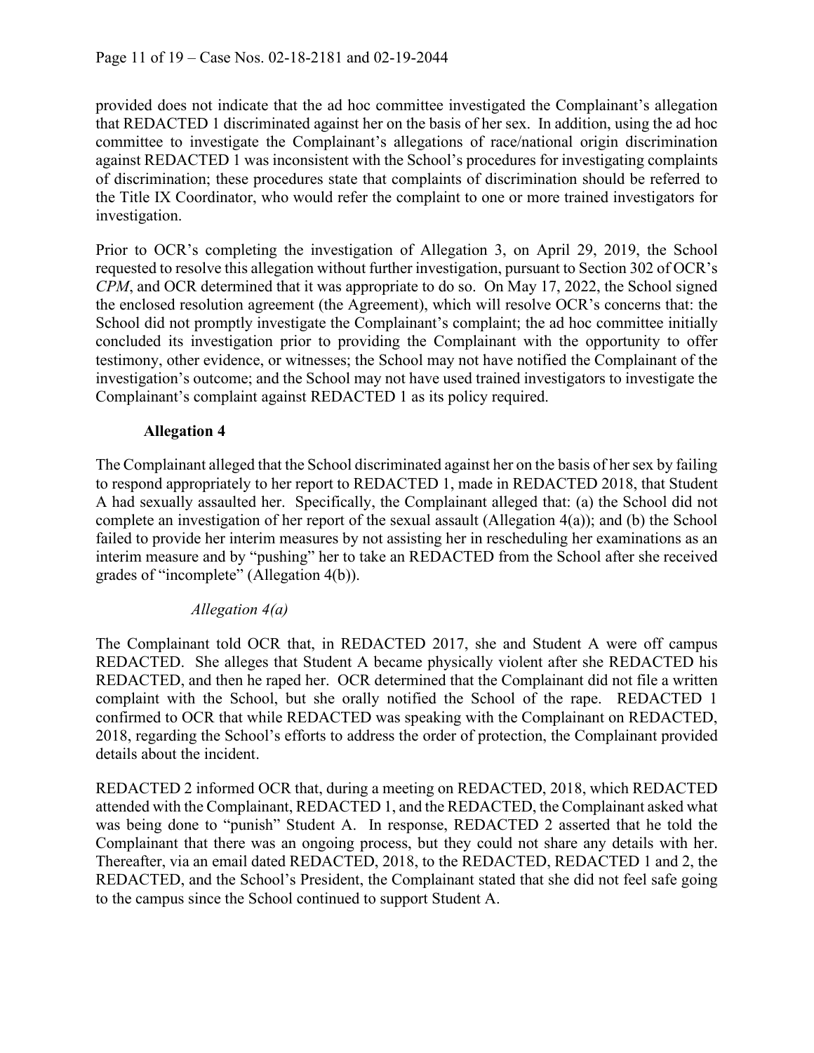provided does not indicate that the ad hoc committee investigated the Complainant's allegation that REDACTED 1 discriminated against her on the basis of her sex. In addition, using the ad hoc committee to investigate the Complainant's allegations of race/national origin discrimination against REDACTED 1 was inconsistent with the School's procedures for investigating complaints of discrimination; these procedures state that complaints of discrimination should be referred to the Title IX Coordinator, who would refer the complaint to one or more trained investigators for investigation.

Prior to OCR's completing the investigation of Allegation 3, on April 29, 2019, the School requested to resolve this allegation without further investigation, pursuant to Section 302 of OCR's *CPM*, and OCR determined that it was appropriate to do so. On May 17, 2022, the School signed the enclosed resolution agreement (the Agreement), which will resolve OCR's concerns that: the School did not promptly investigate the Complainant's complaint; the ad hoc committee initially concluded its investigation prior to providing the Complainant with the opportunity to offer testimony, other evidence, or witnesses; the School may not have notified the Complainant of the investigation's outcome; and the School may not have used trained investigators to investigate the Complainant's complaint against REDACTED 1 as its policy required.

**Allegation 4**

The Complainant alleged that the School discriminated against her on the basis of her sex by failing to respond appropriately to her report to REDACTED 1, made in REDACTED 2018, that Student A had sexually assaulted her. Specifically, the Complainant alleged that: (a) the School did not complete an investigation of her report of the sexual assault (Allegation 4(a)); and (b) the School failed to provide her interim measures by not assisting her in rescheduling her examinations as an interim measure and by "pushing" her to take an REDACTED from the School after she received grades of "incomplete" (Allegation 4(b)).

*Allegation 4(a)*

The Complainant told OCR that, in REDACTED 2017, she and Student A were off campus REDACTED. She alleges that Student A became physically violent after she REDACTED his REDACTED, and then he raped her. OCR determined that the Complainant did not file a written complaint with the School, but she orally notified the School of the rape. REDACTED 1 confirmed to OCR that while REDACTED was speaking with the Complainant on REDACTED, 2018, regarding the School's efforts to address the order of protection, the Complainant provided details about the incident.

REDACTED 2 informed OCR that, during a meeting on REDACTED, 2018, which REDACTED attended with the Complainant, REDACTED 1, and the REDACTED, the Complainant asked what was being done to "punish" Student A. In response, REDACTED 2 asserted that he told the Complainant that there was an ongoing process, but they could not share any details with her. Thereafter, via an email dated REDACTED, 2018, to the REDACTED, REDACTED 1 and 2, the REDACTED, and the School's President, the Complainant stated that she did not feel safe going to the campus since the School continued to support Student A.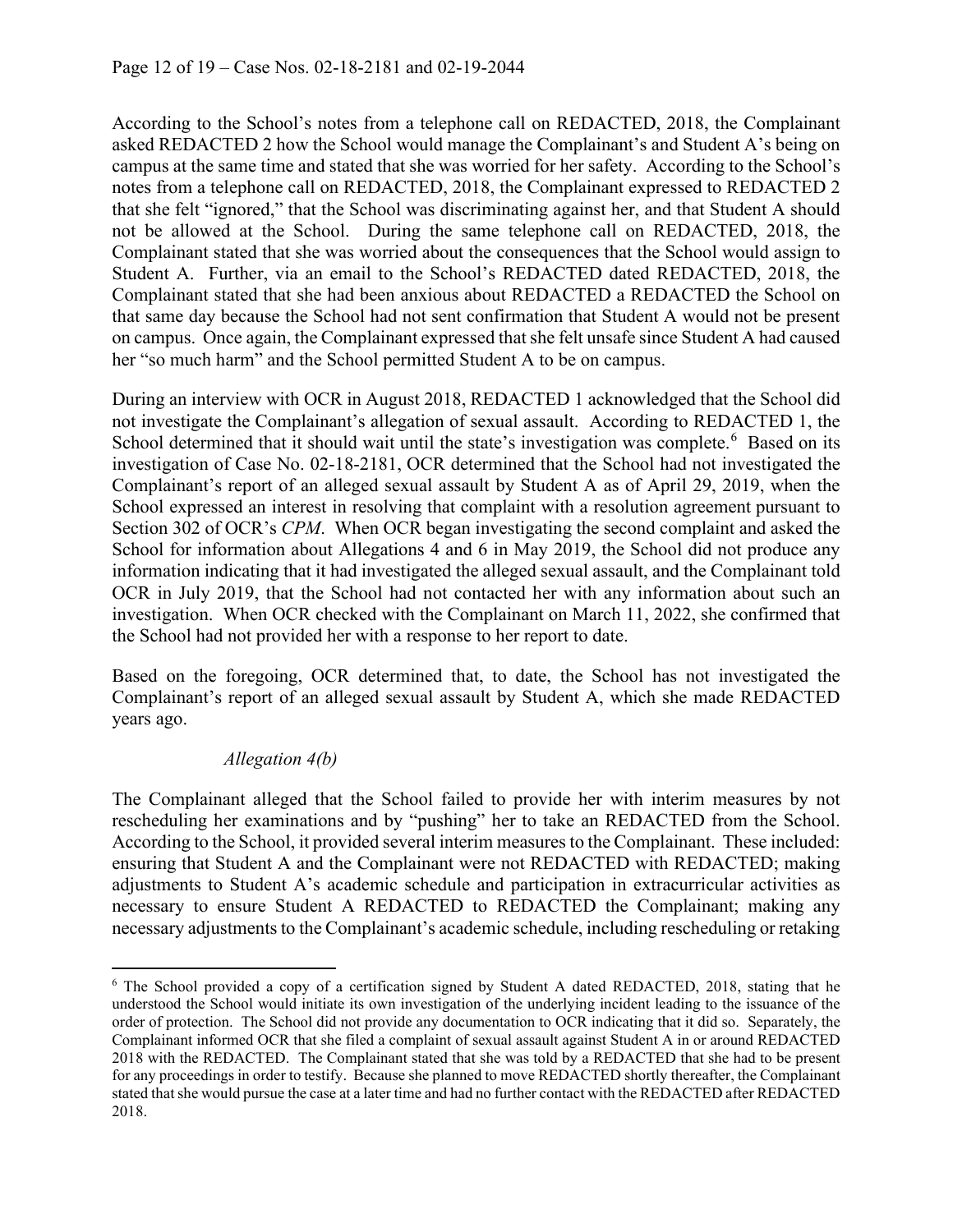According to the School's notes from a telephone call on REDACTED, 2018, the Complainant asked REDACTED 2 how the School would manage the Complainant's and Student A's being on campus at the same time and stated that she was worried for her safety. According to the School's notes from a telephone call on REDACTED, 2018, the Complainant expressed to REDACTED 2 that she felt "ignored," that the School was discriminating against her, and that Student A should not be allowed at the School. During the same telephone call on REDACTED, 2018, the Complainant stated that she was worried about the consequences that the School would assign to Student A. Further, via an email to the School's REDACTED dated REDACTED, 2018, the Complainant stated that she had been anxious about REDACTED a REDACTED the School on that same day because the School had not sent confirmation that Student A would not be present on campus. Once again, the Complainant expressed that she felt unsafe since Student A had caused her "so much harm" and the School permitted Student A to be on campus.

During an interview with OCR in August 2018, REDACTED 1 acknowledged that the School did not investigate the Complainant's allegation of sexual assault. According to REDACTED 1, the School determined that it should wait until the state's investigation was complete.[6] Based on its investigation of Case No. 02-18-2181, OCR determined that the School had not investigated the Complainant's report of an alleged sexual assault by Student A as of April 29, 2019, when the School expressed an interest in resolving that complaint with a resolution agreement pursuant to Section 302 of OCR's *CPM*. When OCR began investigating the second complaint and asked the School for information about Allegations 4 and 6 in May 2019, the School did not produce any information indicating that it had investigated the alleged sexual assault, and the Complainant told OCR in July 2019, that the School had not contacted her with any information about such an investigation. When OCR checked with the Complainant on March 11, 2022, she confirmed that the School had not provided her with a response to her report to date.

Based on the foregoing, OCR determined that, to date, the School has not investigated the Complainant's report of an alleged sexual assault by Student A, which she made REDACTED years ago.

*Allegation 4(b)*

The Complainant alleged that the School failed to provide her with interim measures by not rescheduling her examinations and by "pushing" her to take an REDACTED from the School. According to the School, it provided several interim measures to the Complainant. These included: ensuring that Student A and the Complainant were not REDACTED with REDACTED; making adjustments to Student A's academic schedule and participation in extracurricular activities as necessary to ensure Student A REDACTED to REDACTED the Complainant; making any necessary adjustments to the Complainant's academic schedule, including rescheduling or retaking

[6] The School provided a copy of a certification signed by Student A dated REDACTED, 2018, stating that he understood the School would initiate its own investigation of the underlying incident leading to the issuance of the order of protection. The School did not provide any documentation to OCR indicating that it did so. Separately, the Complainant informed OCR that she filed a complaint of sexual assault against Student A in or around REDACTED 2018 with the REDACTED. The Complainant stated that she was told by a REDACTED that she had to be present for any proceedings in order to testify. Because she planned to move REDACTED shortly thereafter, the Complainant stated that she would pursue the case at a later time and had no further contact with the REDACTED after REDACTED 2018.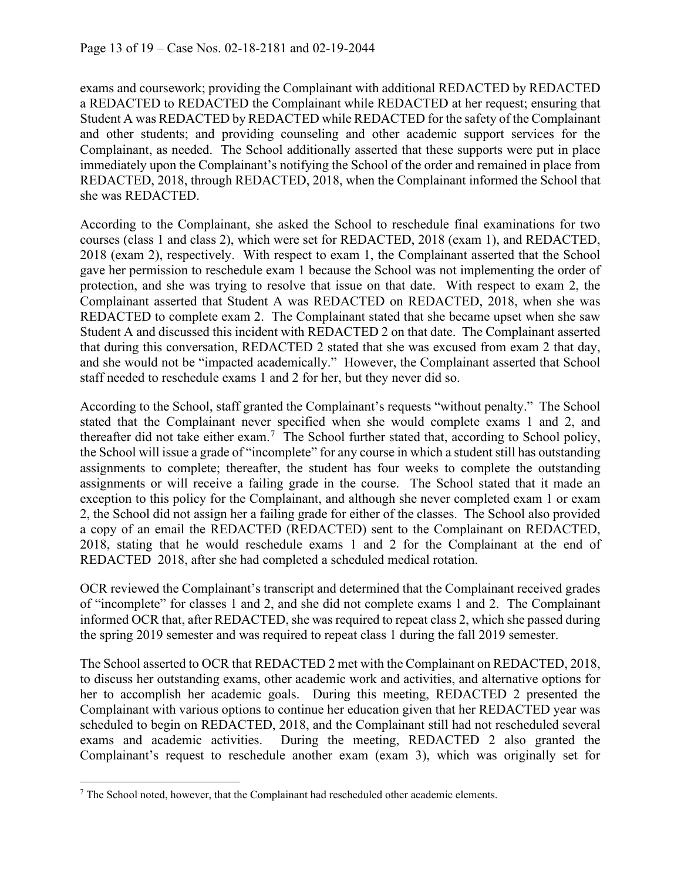exams and coursework; providing the Complainant with additional REDACTED by REDACTED a REDACTED to REDACTED the Complainant while REDACTED at her request; ensuring that Student A was REDACTED by REDACTED while REDACTED for the safety of the Complainant and other students; and providing counseling and other academic support services for the Complainant, as needed. The School additionally asserted that these supports were put in place immediately upon the Complainant's notifying the School of the order and remained in place from REDACTED, 2018, through REDACTED, 2018, when the Complainant informed the School that she was REDACTED.

According to the Complainant, she asked the School to reschedule final examinations for two courses (class 1 and class 2), which were set for REDACTED, 2018 (exam 1), and REDACTED, 2018 (exam 2), respectively. With respect to exam 1, the Complainant asserted that the School gave her permission to reschedule exam 1 because the School was not implementing the order of protection, and she was trying to resolve that issue on that date. With respect to exam 2, the Complainant asserted that Student A was REDACTED on REDACTED, 2018, when she was REDACTED to complete exam 2. The Complainant stated that she became upset when she saw Student A and discussed this incident with REDACTED 2 on that date. The Complainant asserted that during this conversation, REDACTED 2 stated that she was excused from exam 2 that day, and she would not be "impacted academically." However, the Complainant asserted that School staff needed to reschedule exams 1 and 2 for her, but they never did so.

According to the School, staff granted the Complainant's requests "without penalty." The School stated that the Complainant never specified when she would complete exams 1 and 2, and thereafter did not take either exam.[7] The School further stated that, according to School policy, the School will issue a grade of "incomplete" for any course in which a student still has outstanding assignments to complete; thereafter, the student has four weeks to complete the outstanding assignments or will receive a failing grade in the course. The School stated that it made an exception to this policy for the Complainant, and although she never completed exam 1 or exam 2, the School did not assign her a failing grade for either of the classes. The School also provided a copy of an email the REDACTED (REDACTED) sent to the Complainant on REDACTED, 2018, stating that he would reschedule exams 1 and 2 for the Complainant at the end of REDACTED 2018, after she had completed a scheduled medical rotation.

OCR reviewed the Complainant's transcript and determined that the Complainant received grades of "incomplete" for classes 1 and 2, and she did not complete exams 1 and 2. The Complainant informed OCR that, after REDACTED, she was required to repeat class 2, which she passed during the spring 2019 semester and was required to repeat class 1 during the fall 2019 semester.

The School asserted to OCR that REDACTED 2 met with the Complainant on REDACTED, 2018, to discuss her outstanding exams, other academic work and activities, and alternative options for her to accomplish her academic goals. During this meeting, REDACTED 2 presented the Complainant with various options to continue her education given that her REDACTED year was scheduled to begin on REDACTED, 2018, and the Complainant still had not rescheduled several exams and academic activities. During the meeting, REDACTED 2 also granted the Complainant's request to reschedule another exam (exam 3), which was originally set for

[7] The School noted, however, that the Complainant had rescheduled other academic elements.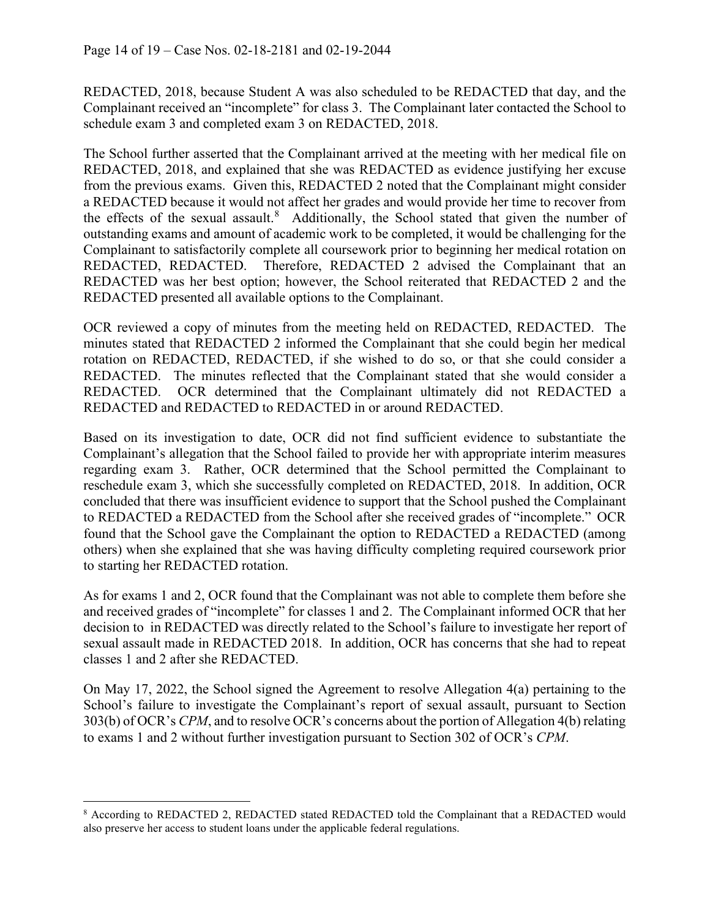REDACTED, 2018, because Student A was also scheduled to be REDACTED that day, and the Complainant received an "incomplete" for class 3. The Complainant later contacted the School to schedule exam 3 and completed exam 3 on REDACTED, 2018.

The School further asserted that the Complainant arrived at the meeting with her medical file on REDACTED, 2018, and explained that she was REDACTED as evidence justifying her excuse from the previous exams. Given this, REDACTED 2 noted that the Complainant might consider a REDACTED because it would not affect her grades and would provide her time to recover from the effects of the sexual assault.[8] Additionally, the School stated that given the number of outstanding exams and amount of academic work to be completed, it would be challenging for the Complainant to satisfactorily complete all coursework prior to beginning her medical rotation on REDACTED, REDACTED. Therefore, REDACTED 2 advised the Complainant that an REDACTED was her best option; however, the School reiterated that REDACTED 2 and the REDACTED presented all available options to the Complainant.

OCR reviewed a copy of minutes from the meeting held on REDACTED, REDACTED. The minutes stated that REDACTED 2 informed the Complainant that she could begin her medical rotation on REDACTED, REDACTED, if she wished to do so, or that she could consider a REDACTED. The minutes reflected that the Complainant stated that she would consider a REDACTED. OCR determined that the Complainant ultimately did not REDACTED a REDACTED and REDACTED to REDACTED in or around REDACTED.

Based on its investigation to date, OCR did not find sufficient evidence to substantiate the Complainant's allegation that the School failed to provide her with appropriate interim measures regarding exam 3. Rather, OCR determined that the School permitted the Complainant to reschedule exam 3, which she successfully completed on REDACTED, 2018. In addition, OCR concluded that there was insufficient evidence to support that the School pushed the Complainant to REDACTED a REDACTED from the School after she received grades of "incomplete." OCR found that the School gave the Complainant the option to REDACTED a REDACTED (among others) when she explained that she was having difficulty completing required coursework prior to starting her REDACTED rotation.

As for exams 1 and 2, OCR found that the Complainant was not able to complete them before she and received grades of "incomplete" for classes 1 and 2. The Complainant informed OCR that her decision to in REDACTED was directly related to the School's failure to investigate her report of sexual assault made in REDACTED 2018. In addition, OCR has concerns that she had to repeat classes 1 and 2 after she REDACTED.

On May 17, 2022, the School signed the Agreement to resolve Allegation 4(a) pertaining to the School's failure to investigate the Complainant's report of sexual assault, pursuant to Section 303(b) of OCR's *CPM*, and to resolve OCR's concerns about the portion of Allegation 4(b) relating to exams 1 and 2 without further investigation pursuant to Section 302 of OCR's *CPM*.

[8] According to REDACTED 2, REDACTED stated REDACTED told the Complainant that a REDACTED would also preserve her access to student loans under the applicable federal regulations.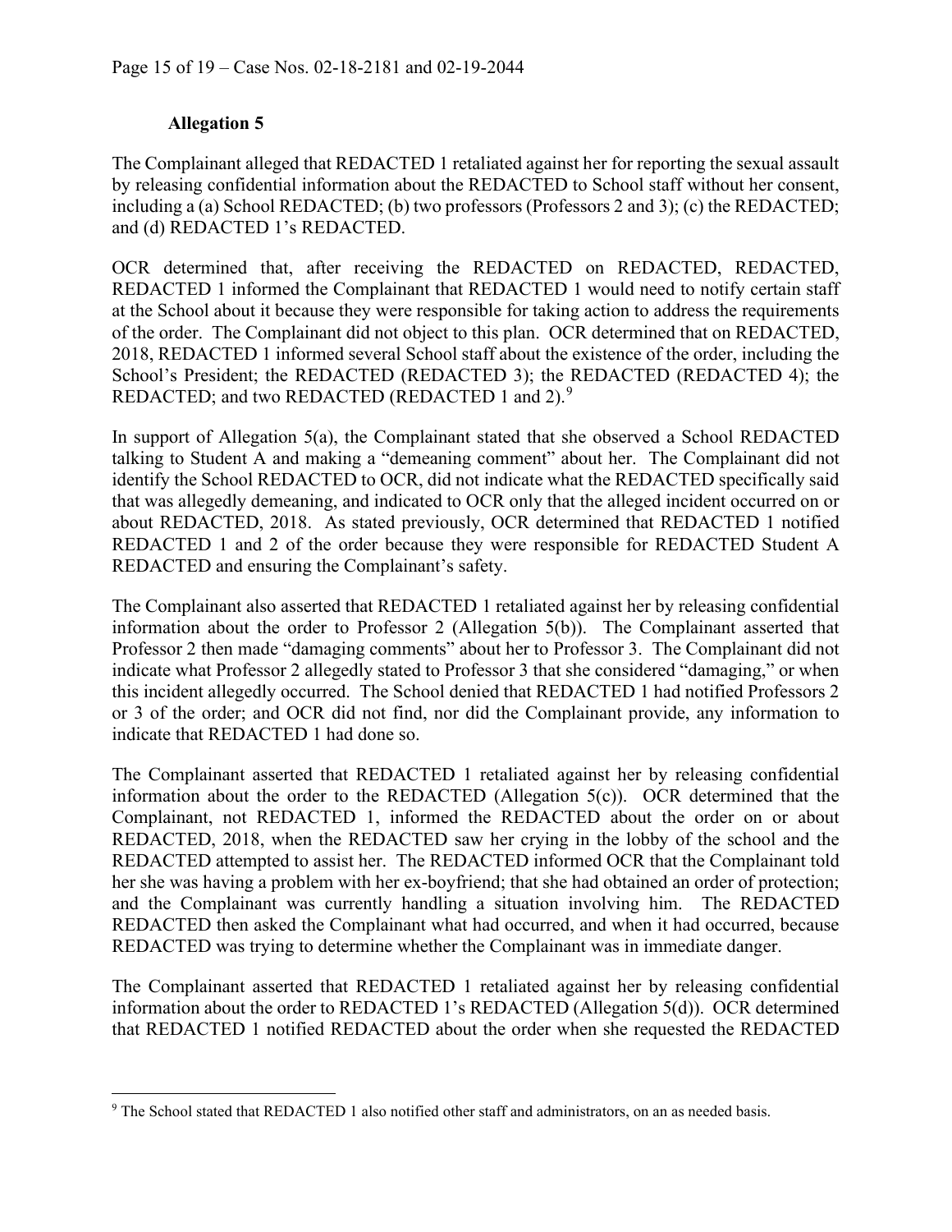**Allegation 5**

The Complainant alleged that REDACTED 1 retaliated against her for reporting the sexual assault by releasing confidential information about the REDACTED to School staff without her consent, including a (a) School REDACTED; (b) two professors (Professors 2 and 3); (c) the REDACTED; and (d) REDACTED 1's REDACTED.

OCR determined that, after receiving the REDACTED on REDACTED, REDACTED, REDACTED 1 informed the Complainant that REDACTED 1 would need to notify certain staff at the School about it because they were responsible for taking action to address the requirements of the order. The Complainant did not object to this plan. OCR determined that on REDACTED, 2018, REDACTED 1 informed several School staff about the existence of the order, including the School's President; the REDACTED (REDACTED 3); the REDACTED (REDACTED 4); the REDACTED; and two REDACTED (REDACTED 1 and 2).[9]

In support of Allegation 5(a), the Complainant stated that she observed a School REDACTED talking to Student A and making a "demeaning comment" about her. The Complainant did not identify the School REDACTED to OCR, did not indicate what the REDACTED specifically said that was allegedly demeaning, and indicated to OCR only that the alleged incident occurred on or about REDACTED, 2018. As stated previously, OCR determined that REDACTED 1 notified REDACTED 1 and 2 of the order because they were responsible for REDACTED Student A REDACTED and ensuring the Complainant's safety.

The Complainant also asserted that REDACTED 1 retaliated against her by releasing confidential information about the order to Professor 2 (Allegation 5(b)). The Complainant asserted that Professor 2 then made "damaging comments" about her to Professor 3. The Complainant did not indicate what Professor 2 allegedly stated to Professor 3 that she considered "damaging," or when this incident allegedly occurred. The School denied that REDACTED 1 had notified Professors 2 or 3 of the order; and OCR did not find, nor did the Complainant provide, any information to indicate that REDACTED 1 had done so.

The Complainant asserted that REDACTED 1 retaliated against her by releasing confidential information about the order to the REDACTED (Allegation 5(c)). OCR determined that the Complainant, not REDACTED 1, informed the REDACTED about the order on or about REDACTED, 2018, when the REDACTED saw her crying in the lobby of the school and the REDACTED attempted to assist her. The REDACTED informed OCR that the Complainant told her she was having a problem with her ex-boyfriend; that she had obtained an order of protection; and the Complainant was currently handling a situation involving him. The REDACTED REDACTED then asked the Complainant what had occurred, and when it had occurred, because REDACTED was trying to determine whether the Complainant was in immediate danger.

The Complainant asserted that REDACTED 1 retaliated against her by releasing confidential information about the order to REDACTED 1's REDACTED (Allegation 5(d)). OCR determined that REDACTED 1 notified REDACTED about the order when she requested the REDACTED

[9] The School stated that REDACTED 1 also notified other staff and administrators, on an as needed basis.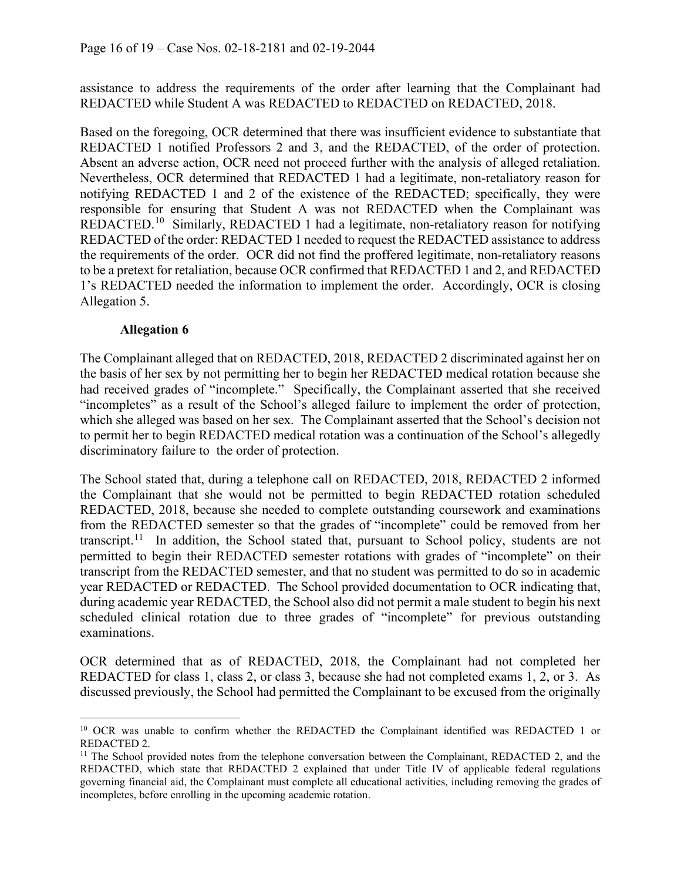assistance to address the requirements of the order after learning that the Complainant had REDACTED while Student A was REDACTED to REDACTED on REDACTED, 2018.

Based on the foregoing, OCR determined that there was insufficient evidence to substantiate that REDACTED 1 notified Professors 2 and 3, and the REDACTED, of the order of protection. Absent an adverse action, OCR need not proceed further with the analysis of alleged retaliation. Nevertheless, OCR determined that REDACTED 1 had a legitimate, non-retaliatory reason for notifying REDACTED 1 and 2 of the existence of the REDACTED; specifically, they were responsible for ensuring that Student A was not REDACTED when the Complainant was REDACTED.[10] Similarly, REDACTED 1 had a legitimate, non-retaliatory reason for notifying REDACTED of the order: REDACTED 1 needed to request the REDACTED assistance to address the requirements of the order. OCR did not find the proffered legitimate, non-retaliatory reasons to be a pretext for retaliation, because OCR confirmed that REDACTED 1 and 2, and REDACTED 1's REDACTED needed the information to implement the order. Accordingly, OCR is closing Allegation 5.

**Allegation 6**

The Complainant alleged that on REDACTED, 2018, REDACTED 2 discriminated against her on the basis of her sex by not permitting her to begin her REDACTED medical rotation because she had received grades of "incomplete." Specifically, the Complainant asserted that she received "incompletes" as a result of the School's alleged failure to implement the order of protection, which she alleged was based on her sex. The Complainant asserted that the School's decision not to permit her to begin REDACTED medical rotation was a continuation of the School's allegedly discriminatory failure to the order of protection.

The School stated that, during a telephone call on REDACTED, 2018, REDACTED 2 informed the Complainant that she would not be permitted to begin REDACTED rotation scheduled REDACTED, 2018, because she needed to complete outstanding coursework and examinations from the REDACTED semester so that the grades of "incomplete" could be removed from her transcript.[11] In addition, the School stated that, pursuant to School policy, students are not permitted to begin their REDACTED semester rotations with grades of "incomplete" on their transcript from the REDACTED semester, and that no student was permitted to do so in academic year REDACTED or REDACTED. The School provided documentation to OCR indicating that, during academic year REDACTED, the School also did not permit a male student to begin his next scheduled clinical rotation due to three grades of "incomplete" for previous outstanding examinations.

OCR determined that as of REDACTED, 2018, the Complainant had not completed her REDACTED for class 1, class 2, or class 3, because she had not completed exams 1, 2, or 3. As discussed previously, the School had permitted the Complainant to be excused from the originally

[10] OCR was unable to confirm whether the REDACTED the Complainant identified was REDACTED 1 or REDACTED 2.

[11] The School provided notes from the telephone conversation between the Complainant, REDACTED 2, and the REDACTED, which state that REDACTED 2 explained that under Title IV of applicable federal regulations governing financial aid, the Complainant must complete all educational activities, including removing the grades of incompletes, before enrolling in the upcoming academic rotation.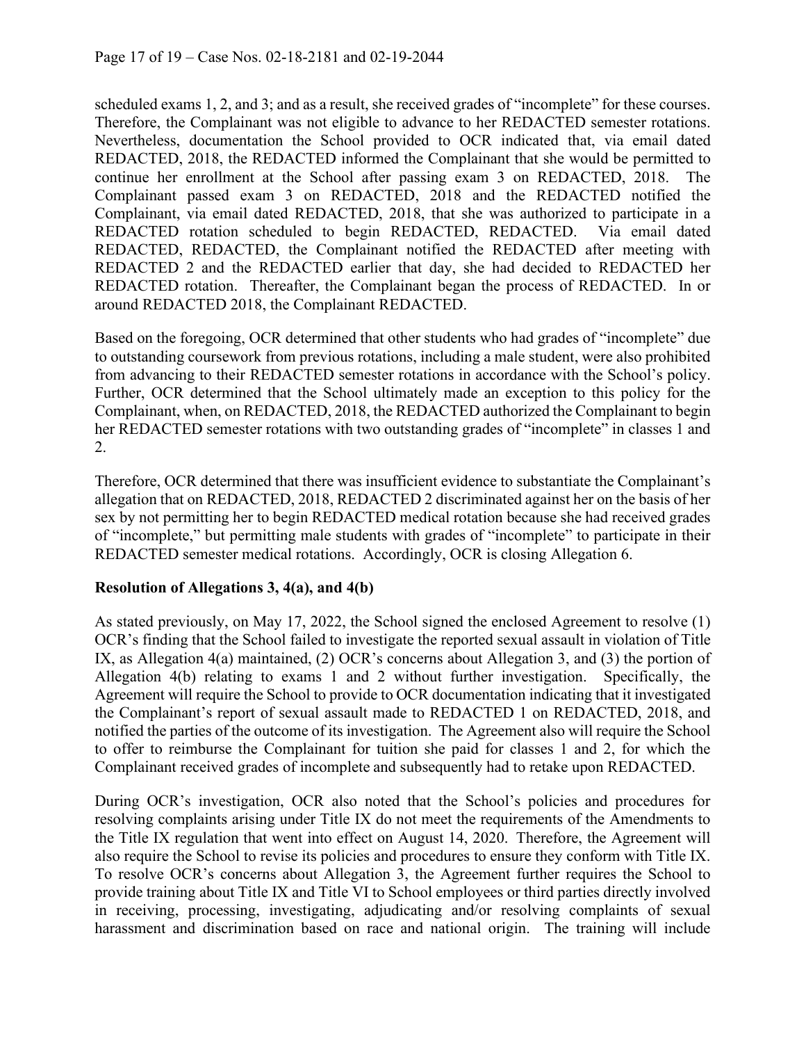scheduled exams 1, 2, and 3; and as a result, she received grades of "incomplete" for these courses. Therefore, the Complainant was not eligible to advance to her REDACTED semester rotations. Nevertheless, documentation the School provided to OCR indicated that, via email dated REDACTED, 2018, the REDACTED informed the Complainant that she would be permitted to continue her enrollment at the School after passing exam 3 on REDACTED, 2018. The Complainant passed exam 3 on REDACTED, 2018 and the REDACTED notified the Complainant, via email dated REDACTED, 2018, that she was authorized to participate in a REDACTED rotation scheduled to begin REDACTED, REDACTED. Via email dated REDACTED, REDACTED, the Complainant notified the REDACTED after meeting with REDACTED 2 and the REDACTED earlier that day, she had decided to REDACTED her REDACTED rotation. Thereafter, the Complainant began the process of REDACTED. In or around REDACTED 2018, the Complainant REDACTED.

Based on the foregoing, OCR determined that other students who had grades of "incomplete" due to outstanding coursework from previous rotations, including a male student, were also prohibited from advancing to their REDACTED semester rotations in accordance with the School's policy. Further, OCR determined that the School ultimately made an exception to this policy for the Complainant, when, on REDACTED, 2018, the REDACTED authorized the Complainant to begin her REDACTED semester rotations with two outstanding grades of "incomplete" in classes 1 and 2.

Therefore, OCR determined that there was insufficient evidence to substantiate the Complainant's allegation that on REDACTED, 2018, REDACTED 2 discriminated against her on the basis of her sex by not permitting her to begin REDACTED medical rotation because she had received grades of "incomplete," but permitting male students with grades of "incomplete" to participate in their REDACTED semester medical rotations. Accordingly, OCR is closing Allegation 6.

**Resolution of Allegations 3, 4(a), and 4(b)**

As stated previously, on May 17, 2022, the School signed the enclosed Agreement to resolve (1) OCR's finding that the School failed to investigate the reported sexual assault in violation of Title IX, as Allegation 4(a) maintained, (2) OCR's concerns about Allegation 3, and (3) the portion of Allegation 4(b) relating to exams 1 and 2 without further investigation. Specifically, the Agreement will require the School to provide to OCR documentation indicating that it investigated the Complainant's report of sexual assault made to REDACTED 1 on REDACTED, 2018, and notified the parties of the outcome of its investigation. The Agreement also will require the School to offer to reimburse the Complainant for tuition she paid for classes 1 and 2, for which the Complainant received grades of incomplete and subsequently had to retake upon REDACTED.

During OCR's investigation, OCR also noted that the School's policies and procedures for resolving complaints arising under Title IX do not meet the requirements of the Amendments to the Title IX regulation that went into effect on August 14, 2020. Therefore, the Agreement will also require the School to revise its policies and procedures to ensure they conform with Title IX. To resolve OCR's concerns about Allegation 3, the Agreement further requires the School to provide training about Title IX and Title VI to School employees or third parties directly involved in receiving, processing, investigating, adjudicating and/or resolving complaints of sexual harassment and discrimination based on race and national origin. The training will include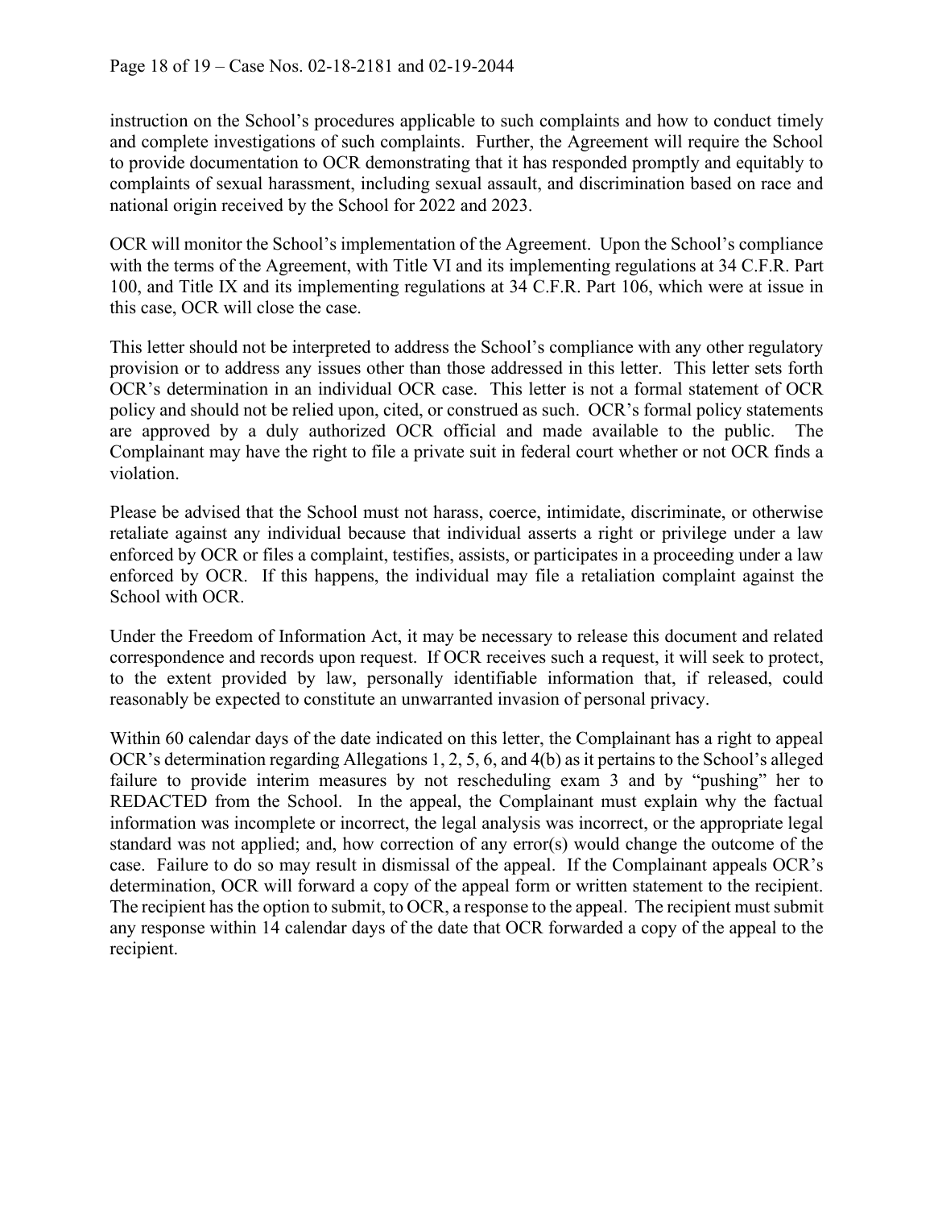instruction on the School's procedures applicable to such complaints and how to conduct timely and complete investigations of such complaints. Further, the Agreement will require the School to provide documentation to OCR demonstrating that it has responded promptly and equitably to complaints of sexual harassment, including sexual assault, and discrimination based on race and national origin received by the School for 2022 and 2023.

OCR will monitor the School's implementation of the Agreement. Upon the School's compliance with the terms of the Agreement, with Title VI and its implementing regulations at 34 C.F.R. Part 100, and Title IX and its implementing regulations at 34 C.F.R. Part 106, which were at issue in this case, OCR will close the case.

This letter should not be interpreted to address the School's compliance with any other regulatory provision or to address any issues other than those addressed in this letter. This letter sets forth OCR's determination in an individual OCR case. This letter is not a formal statement of OCR policy and should not be relied upon, cited, or construed as such. OCR's formal policy statements are approved by a duly authorized OCR official and made available to the public. The Complainant may have the right to file a private suit in federal court whether or not OCR finds a violation.

Please be advised that the School must not harass, coerce, intimidate, discriminate, or otherwise retaliate against any individual because that individual asserts a right or privilege under a law enforced by OCR or files a complaint, testifies, assists, or participates in a proceeding under a law enforced by OCR. If this happens, the individual may file a retaliation complaint against the School with OCR.

Under the Freedom of Information Act, it may be necessary to release this document and related correspondence and records upon request. If OCR receives such a request, it will seek to protect, to the extent provided by law, personally identifiable information that, if released, could reasonably be expected to constitute an unwarranted invasion of personal privacy.

Within 60 calendar days of the date indicated on this letter, the Complainant has a right to appeal OCR's determination regarding Allegations 1, 2, 5, 6, and 4(b) as it pertains to the School's alleged failure to provide interim measures by not rescheduling exam 3 and by "pushing" her to REDACTED from the School. In the appeal, the Complainant must explain why the factual information was incomplete or incorrect, the legal analysis was incorrect, or the appropriate legal standard was not applied; and, how correction of any error(s) would change the outcome of the case. Failure to do so may result in dismissal of the appeal. If the Complainant appeals OCR's determination, OCR will forward a copy of the appeal form or written statement to the recipient. The recipient has the option to submit, to OCR, a response to the appeal. The recipient must submit any response within 14 calendar days of the date that OCR forwarded a copy of the appeal to the recipient.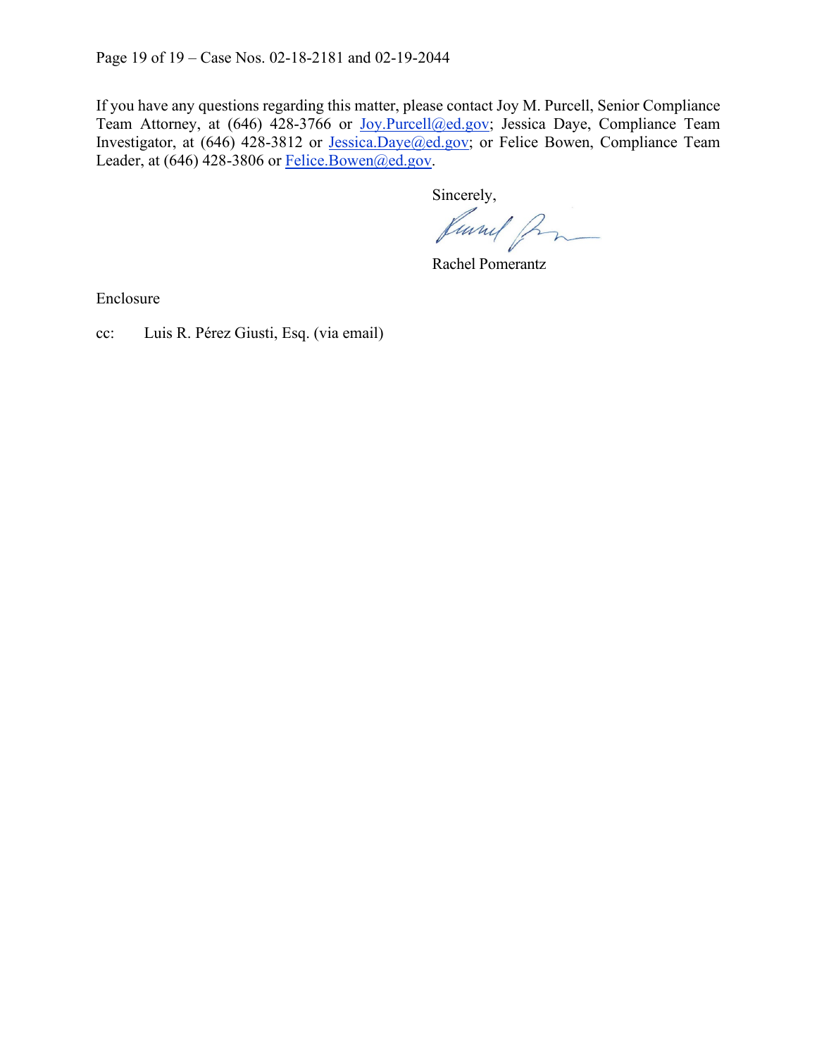If you have any questions regarding this matter, please contact Joy M. Purcell, Senior Compliance Team Attorney, at (646) 428-3766 or Joy.Purcell@ed.gov; Jessica Daye, Compliance Team Investigator, at (646) 428-3812 or Jessica.Daye@ed.gov; or Felice Bowen, Compliance Team Leader, at (646) 428-3806 or Felice.Bowen@ed.gov.

Sincerely,

Rachel Pomerantz

Enclosure

cc: Luis R. Pérez Giusti, Esq. (via email)